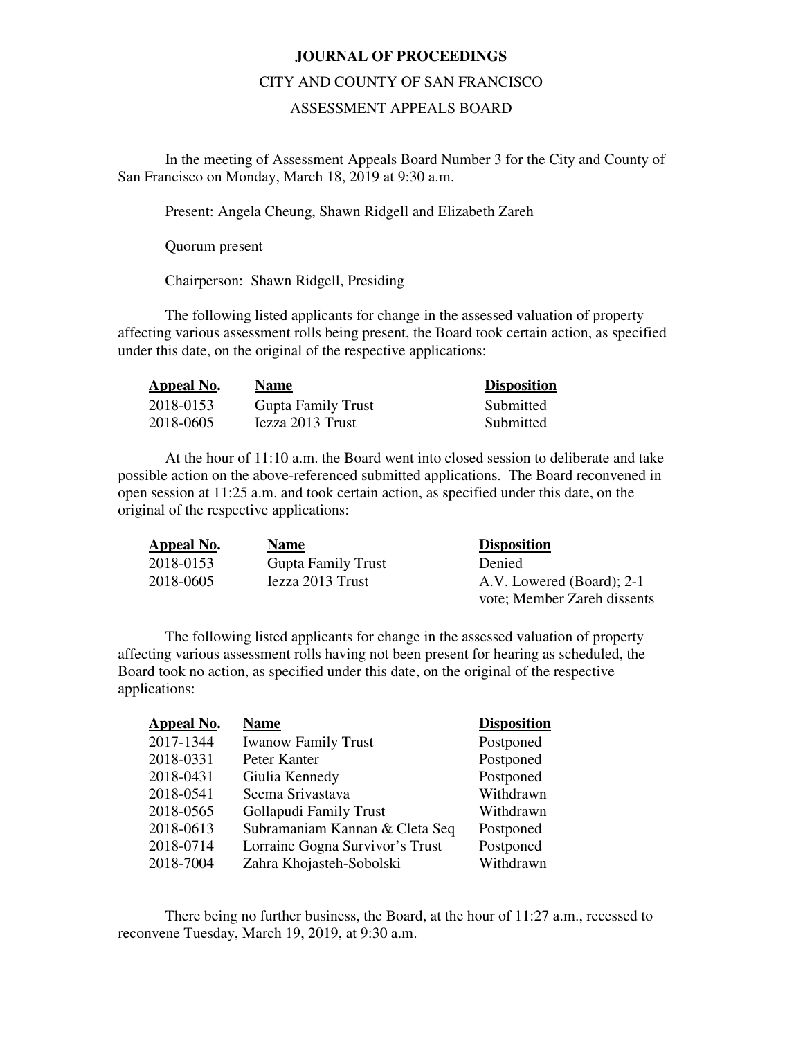# JOURNAL OF PROCEEDINGS

## CITY AND COUNTY OF SAN FRANCISCO

## ASSESSMENT APPEALS BOARD

In the meeting of Assessment Appeals Board Number 3 for the City and County of San Francisco on Monday, March 18, 2019 at 9:30 a.m.

Present: Angela Cheung, Shawn Ridgell and Elizabeth Zareh

Quorum present

Chairperson: Shawn Ridgell, Presiding

The following listed applicants for change in the assessed valuation of property affecting various assessment rolls being present, the Board took certain action, as specified under this date, on the original of the respective applications:

| Appeal No. | Name | Disposition |
|---|---|---|
| 2018-0153 | Gupta Family Trust | Submitted |
| 2018-0605 | Iezza 2013 Trust | Submitted |

At the hour of 11:10 a.m. the Board went into closed session to deliberate and take possible action on the above-referenced submitted applications. The Board reconvened in open session at 11:25 a.m. and took certain action, as specified under this date, on the original of the respective applications:

| Appeal No. | Name | Disposition |
|---|---|---|
| 2018-0153 | Gupta Family Trust | Denied |
| 2018-0605 | Iezza 2013 Trust | A.V. Lowered (Board); 2-1 vote; Member Zareh dissents |

The following listed applicants for change in the assessed valuation of property affecting various assessment rolls having not been present for hearing as scheduled, the Board took no action, as specified under this date, on the original of the respective applications:

| Appeal No. | Name | Disposition |
|---|---|---|
| 2017-1344 | Iwanow Family Trust | Postponed |
| 2018-0331 | Peter Kanter | Postponed |
| 2018-0431 | Giulia Kennedy | Postponed |
| 2018-0541 | Seema Srivastava | Withdrawn |
| 2018-0565 | Gollapudi Family Trust | Withdrawn |
| 2018-0613 | Subramaniam Kannan & Cleta Seq | Postponed |
| 2018-0714 | Lorraine Gogna Survivor's Trust | Postponed |
| 2018-7004 | Zahra Khojasteh-Sobolski | Withdrawn |

There being no further business, the Board, at the hour of 11:27 a.m., recessed to reconvene Tuesday, March 19, 2019, at 9:30 a.m.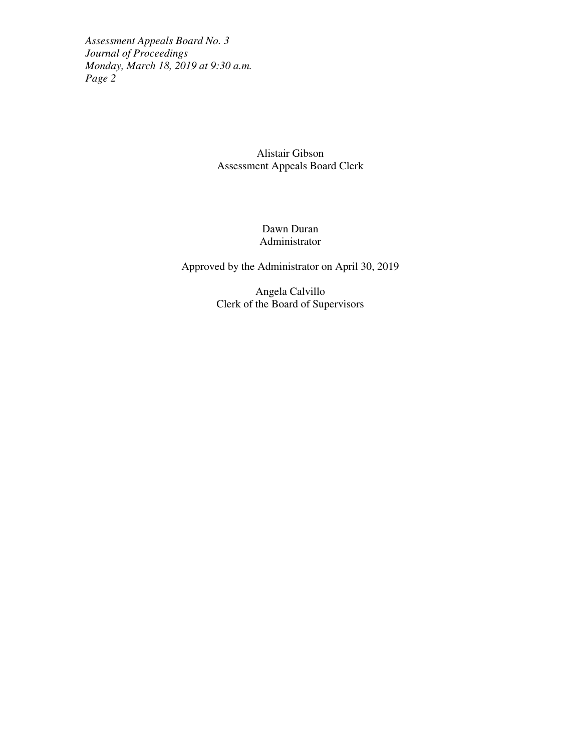Alistair Gibson
Assessment Appeals Board Clerk

Dawn Duran
Administrator

Approved by the Administrator on April 30, 2019

Angela Calvillo
Clerk of the Board of Supervisors